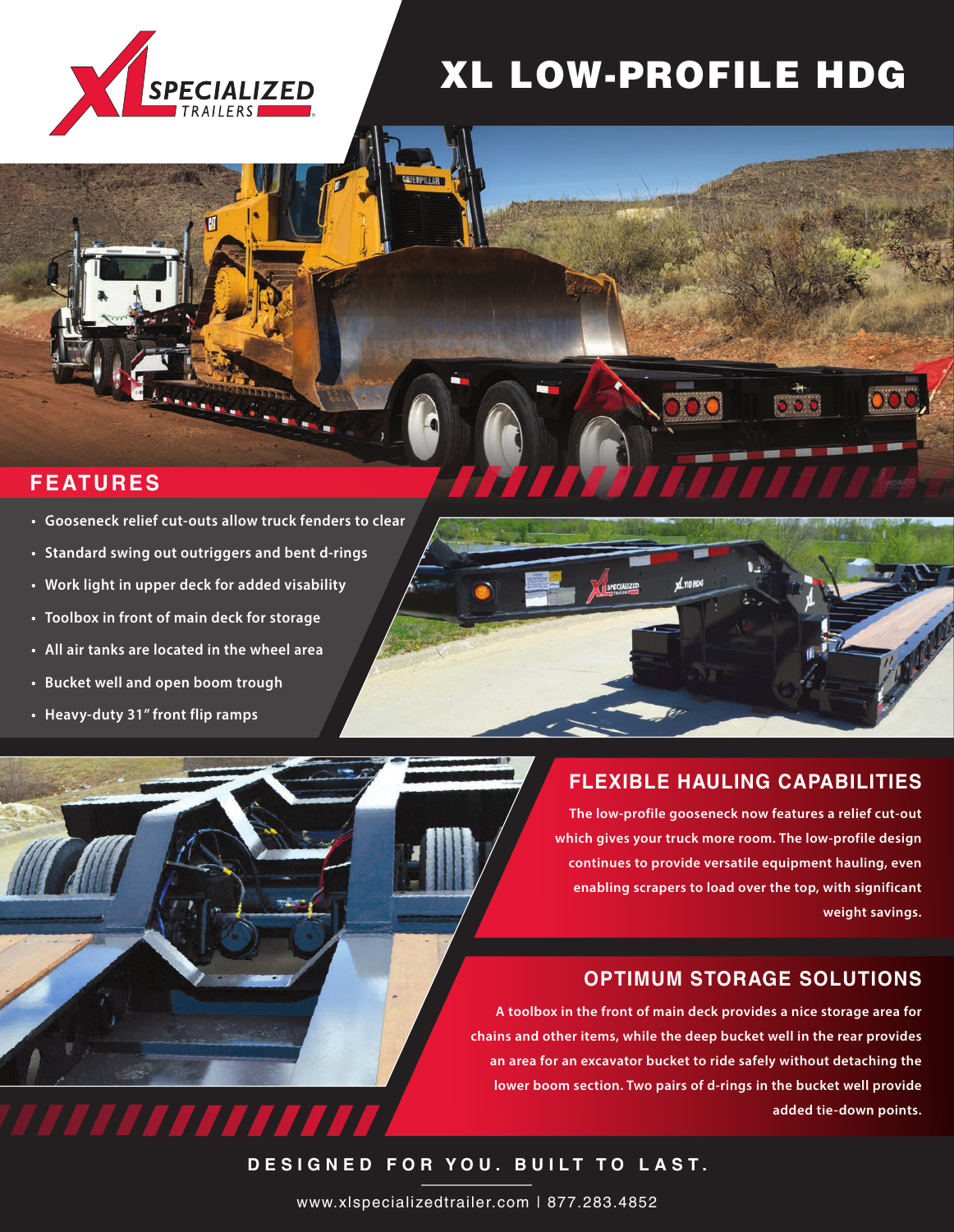# XL LOW-PROFILE HDG

## FEATURES

- Gooseneck relief cut-outs allow truck fenders to clear
- Standard swing out outriggers and bent d-rings
- Work light in upper deck for added visability
- Toolbox in front of main deck for storage
- All air tanks are located in the wheel area
- Bucket well and open boom trough
- Heavy-duty 31" front flip ramps

## FLEXIBLE HAULING CAPABILITIES

The low-profile gooseneck now features a relief cut-out which gives your truck more room. The low-profile design continues to provide versatile equipment hauling, even enabling scrapers to load over the top, with significant weight savings.

## OPTIMUM STORAGE SOLUTIONS

A toolbox in the front of main deck provides a nice storage area for chains and other items, while the deep bucket well in the rear provides an area for an excavator bucket to ride safely without detaching the lower boom section. Two pairs of d-rings in the bucket well provide added tie-down points.

**DESIGNED FOR YOU. BUILT TO LAST.**

www.xlspecializedtrailer.com | 877.283.4852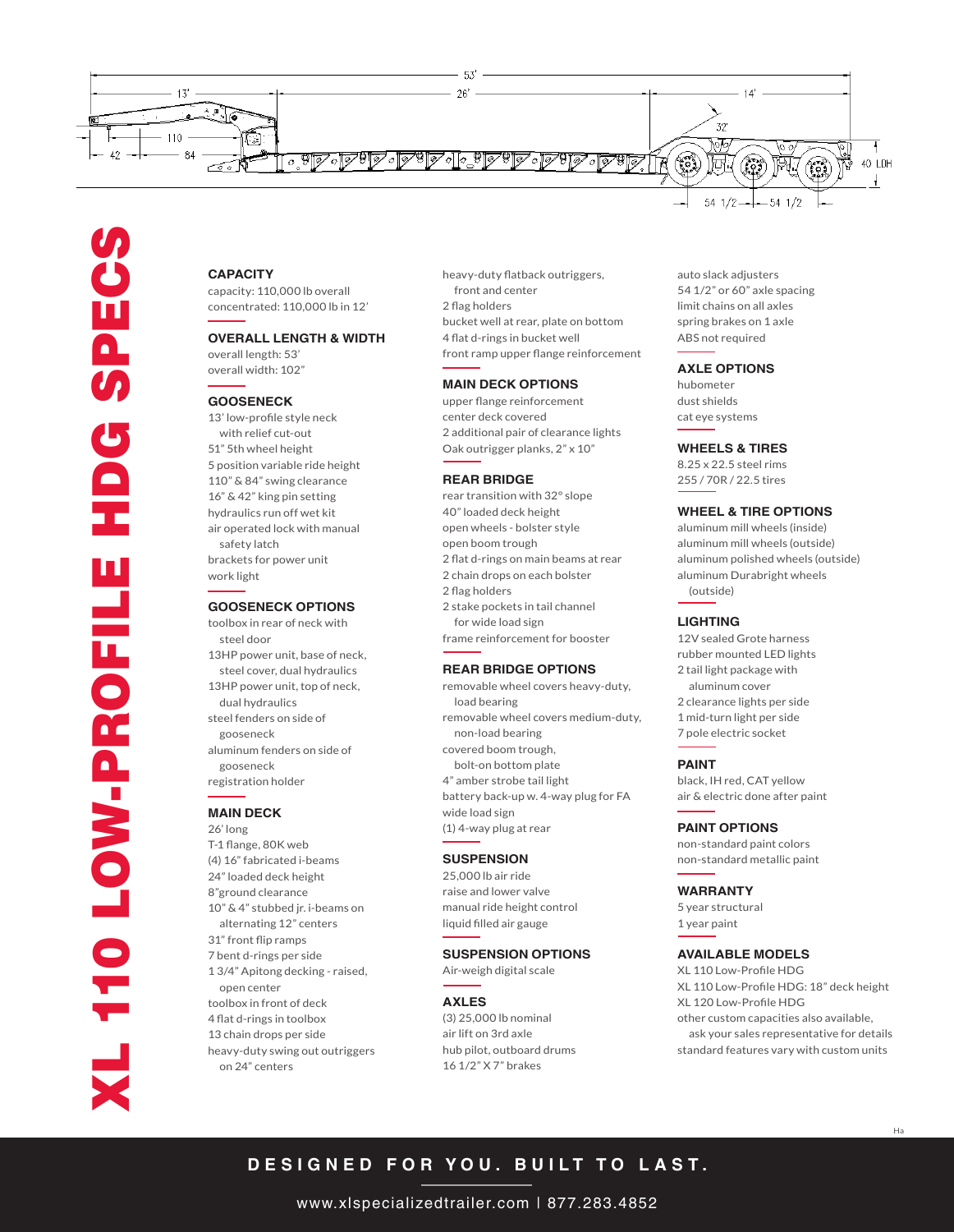# XL 110 LOW-PROFILE HDG SPECS

### CAPACITY
capacity: 110,000 lb overall
concentrated: 110,000 lb in 12'

### OVERALL LENGTH & WIDTH
overall length: 53'
overall width: 102"

### GOOSENECK
13' low-profile style neck with relief cut-out
51" 5th wheel height
5 position variable ride height
110" & 84" swing clearance
16" & 42" king pin setting
hydraulics run off wet kit
air operated lock with manual safety latch
brackets for power unit
work light

### GOOSENECK OPTIONS
toolbox in rear of neck with steel door
13HP power unit, base of neck, steel cover, dual hydraulics
13HP power unit, top of neck, dual hydraulics
steel fenders on side of gooseneck
aluminum fenders on side of gooseneck
registration holder

### MAIN DECK
26' long
T-1 flange, 80K web
(4) 16" fabricated i-beams
24" loaded deck height
8"ground clearance
10" & 4" stubbed jr. i-beams on alternating 12" centers
31" front flip ramps
7 bent d-rings per side
1 3/4" Apitong decking - raised, open center
toolbox in front of deck
4 flat d-rings in toolbox
13 chain drops per side
heavy-duty swing out outriggers on 24" centers
heavy-duty flatback outriggers, front and center
2 flag holders
bucket well at rear, plate on bottom
4 flat d-rings in bucket well
front ramp upper flange reinforcement

### MAIN DECK OPTIONS
upper flange reinforcement
center deck covered
2 additional pair of clearance lights
Oak outrigger planks, 2" x 10"

### REAR BRIDGE
rear transition with 32° slope
40" loaded deck height
open wheels - bolster style
open boom trough
2 flat d-rings on main beams at rear
2 chain drops on each bolster
2 flag holders
2 stake pockets in tail channel for wide load sign
frame reinforcement for booster

### REAR BRIDGE OPTIONS
removable wheel covers heavy-duty, load bearing
removable wheel covers medium-duty, non-load bearing
covered boom trough, bolt-on bottom plate
4" amber strobe tail light
battery back-up w. 4-way plug for FA
wide load sign
(1) 4-way plug at rear

### SUSPENSION
25,000 lb air ride
raise and lower valve
manual ride height control
liquid filled air gauge

### SUSPENSION OPTIONS
Air-weigh digital scale

### AXLES
(3) 25,000 lb nominal
air lift on 3rd axle
hub pilot, outboard drums
16 1/2" X 7" brakes
auto slack adjusters
54 1/2" or 60" axle spacing
limit chains on all axles
spring brakes on 1 axle
ABS not required

### AXLE OPTIONS
hubometer
dust shields
cat eye systems

### WHEELS & TIRES
8.25 x 22.5 steel rims
255 / 70R / 22.5 tires

### WHEEL & TIRE OPTIONS
aluminum mill wheels (inside)
aluminum mill wheels (outside)
aluminum polished wheels (outside)
aluminum Durabright wheels (outside)

### LIGHTING
12V sealed Grote harness
rubber mounted LED lights
2 tail light package with aluminum cover
2 clearance lights per side
1 mid-turn light per side
7 pole electric socket

### PAINT
black, IH red, CAT yellow
air & electric done after paint

### PAINT OPTIONS
non-standard paint colors
non-standard metallic paint

### WARRANTY
5 year structural
1 year paint

### AVAILABLE MODELS
XL 110 Low-Profile HDG
XL 110 Low-Profile HDG: 18" deck height
XL 120 Low-Profile HDG
other custom capacities also available, ask your sales representative for details
standard features vary with custom units

**DESIGNED FOR YOU. BUILT TO LAST.**

www.xlspecializedtrailer.com | 877.283.4852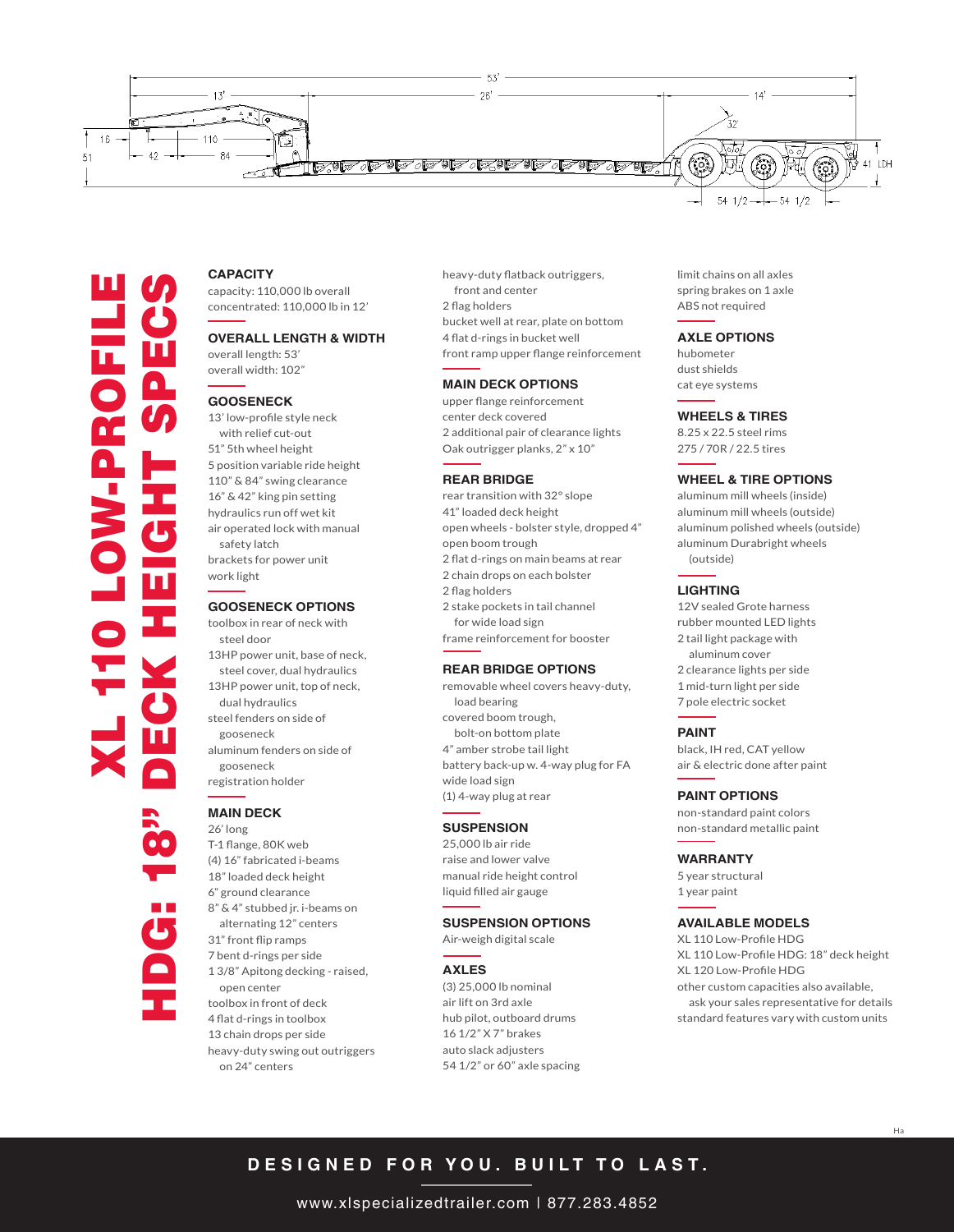# XL 110 LOW-PROFILE HDG: 18" DECK HEIGHT SPECS

### CAPACITY
capacity: 110,000 lb overall
concentrated: 110,000 lb in 12'

### OVERALL LENGTH & WIDTH
overall length: 53'
overall width: 102"

### GOOSENECK
13' low-profile style neck with relief cut-out
51" 5th wheel height
5 position variable ride height
110" & 84" swing clearance
16" & 42" king pin setting
hydraulics run off wet kit
air operated lock with manual safety latch
brackets for power unit
work light

### GOOSENECK OPTIONS
toolbox in rear of neck with steel door
13HP power unit, base of neck, steel cover, dual hydraulics
13HP power unit, top of neck, dual hydraulics
steel fenders on side of gooseneck
aluminum fenders on side of gooseneck
registration holder

### MAIN DECK
26' long
T-1 flange, 80K web
(4) 16" fabricated i-beams
18" loaded deck height
6" ground clearance
8" & 4" stubbed jr. i-beams on alternating 12" centers
31" front flip ramps
7 bent d-rings per side
1 3/8" Apitong decking - raised, open center
toolbox in front of deck
4 flat d-rings in toolbox
13 chain drops per side
heavy-duty swing out outriggers on 24" centers
heavy-duty flatback outriggers, front and center
2 flag holders
bucket well at rear, plate on bottom
4 flat d-rings in bucket well
front ramp upper flange reinforcement

### MAIN DECK OPTIONS
upper flange reinforcement
center deck covered
2 additional pair of clearance lights
Oak outrigger planks, 2" x 10"

### REAR BRIDGE
rear transition with 32° slope
41" loaded deck height
open wheels - bolster style, dropped 4"
open boom trough
2 flat d-rings on main beams at rear
2 chain drops on each bolster
2 flag holders
2 stake pockets in tail channel for wide load sign
frame reinforcement for booster

### REAR BRIDGE OPTIONS
removable wheel covers heavy-duty, load bearing
covered boom trough, bolt-on bottom plate
4" amber strobe tail light
battery back-up w. 4-way plug for FA
wide load sign
(1) 4-way plug at rear

### SUSPENSION
25,000 lb air ride
raise and lower valve
manual ride height control
liquid filled air gauge

### SUSPENSION OPTIONS
Air-weigh digital scale

### AXLES
(3) 25,000 lb nominal
air lift on 3rd axle
hub pilot, outboard drums
16 1/2" X 7" brakes
auto slack adjusters
54 1/2" or 60" axle spacing
limit chains on all axles
spring brakes on 1 axle
ABS not required

### AXLE OPTIONS
hubometer
dust shields
cat eye systems

### WHEELS & TIRES
8.25 x 22.5 steel rims
275 / 70R / 22.5 tires

### WHEEL & TIRE OPTIONS
aluminum mill wheels (inside)
aluminum mill wheels (outside)
aluminum polished wheels (outside)
aluminum Durabright wheels (outside)

### LIGHTING
12V sealed Grote harness
rubber mounted LED lights
2 tail light package with aluminum cover
2 clearance lights per side
1 mid-turn light per side
7 pole electric socket

### PAINT
black, IH red, CAT yellow
air & electric done after paint

### PAINT OPTIONS
non-standard paint colors
non-standard metallic paint

### WARRANTY
5 year structural
1 year paint

### AVAILABLE MODELS
XL 110 Low-Profile HDG
XL 110 Low-Profile HDG: 18" deck height
XL 120 Low-Profile HDG
other custom capacities also available, ask your sales representative for details
standard features vary with custom units

DESIGNED FOR YOU. BUILT TO LAST.

www.xlspecializedtrailer.com | 877.283.4852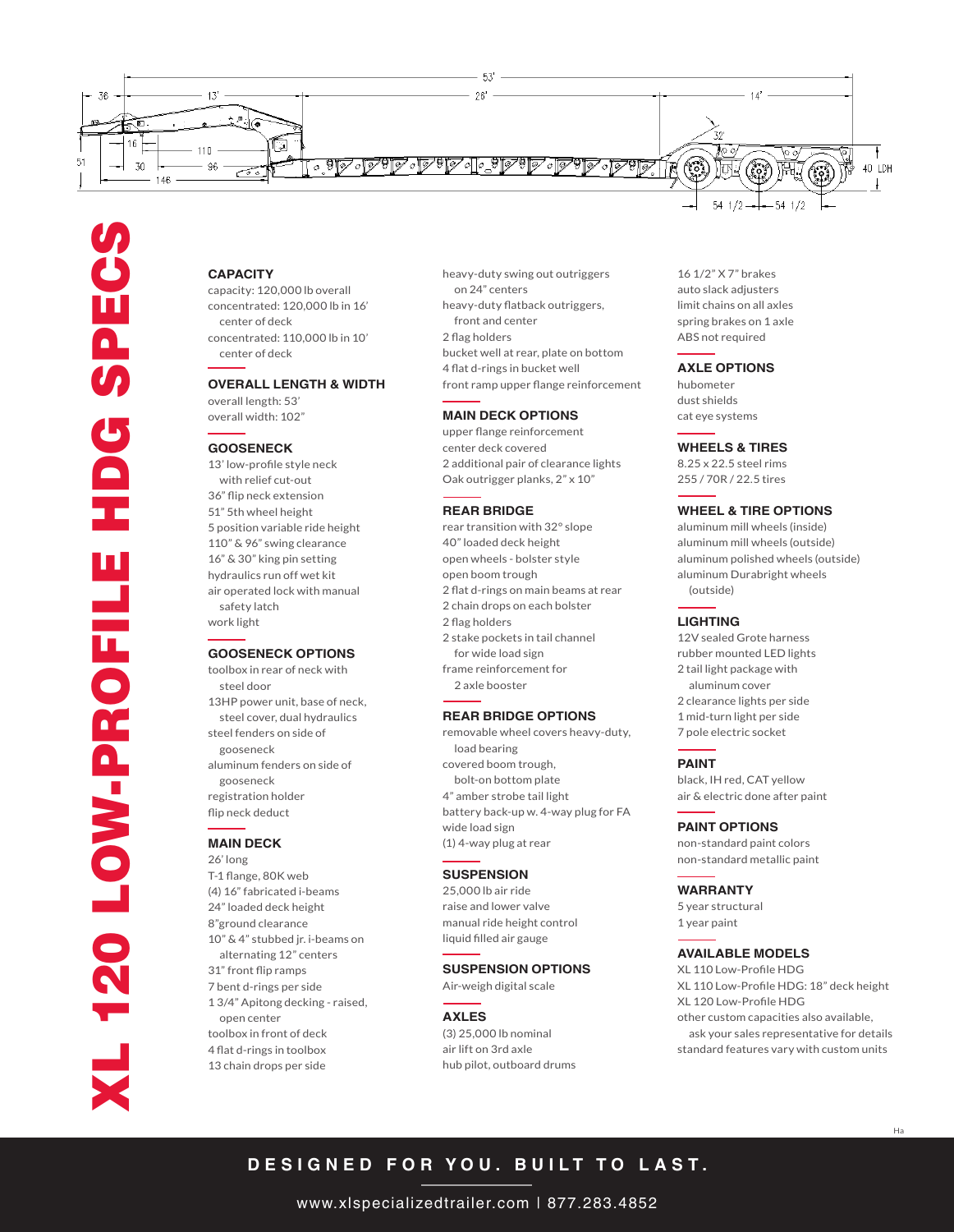53'

38 13' 28' 14'

32°

16 110

51 30 96 40 LDH

146

54 1/2 54 1/2

# XL 120 LOW-PROFILE HDG SPECS

## CAPACITY
capacity: 120,000 lb overall
concentrated: 120,000 lb in 16' center of deck
concentrated: 110,000 lb in 10' center of deck

## OVERALL LENGTH & WIDTH
overall length: 53'
overall width: 102"

## GOOSENECK
13' low-profile style neck with relief cut-out
36" flip neck extension
51" 5th wheel height
5 position variable ride height
110" & 96" swing clearance
16" & 30" king pin setting
hydraulics run off wet kit
air operated lock with manual safety latch
work light

## GOOSENECK OPTIONS
toolbox in rear of neck with steel door
13HP power unit, base of neck, steel cover, dual hydraulics
steel fenders on side of gooseneck
aluminum fenders on side of gooseneck
registration holder
flip neck deduct

## MAIN DECK
26' long
T-1 flange, 80K web
(4) 16" fabricated i-beams
24" loaded deck height
8"ground clearance
10" & 4" stubbed jr. i-beams on alternating 12" centers
31" front flip ramps
7 bent d-rings per side
1 3/4" Apitong decking - raised, open center
toolbox in front of deck
4 flat d-rings in toolbox
13 chain drops per side
heavy-duty swing out outriggers on 24" centers
heavy-duty flatback outriggers, front and center
2 flag holders
bucket well at rear, plate on bottom
4 flat d-rings in bucket well
front ramp upper flange reinforcement

## MAIN DECK OPTIONS
upper flange reinforcement
center deck covered
2 additional pair of clearance lights
Oak outrigger planks, 2" x 10"

## REAR BRIDGE
rear transition with 32° slope
40" loaded deck height
open wheels - bolster style
open boom trough
2 flat d-rings on main beams at rear
2 chain drops on each bolster
2 flag holders
2 stake pockets in tail channel for wide load sign
frame reinforcement for 2 axle booster

## REAR BRIDGE OPTIONS
removable wheel covers heavy-duty, load bearing
covered boom trough, bolt-on bottom plate
4" amber strobe tail light
battery back-up w. 4-way plug for FA
wide load sign
(1) 4-way plug at rear

## SUSPENSION
25,000 lb air ride
raise and lower valve
manual ride height control
liquid filled air gauge

## SUSPENSION OPTIONS
Air-weigh digital scale

## AXLES
(3) 25,000 lb nominal
air lift on 3rd axle
hub pilot, outboard drums
16 1/2" X 7" brakes
auto slack adjusters
limit chains on all axles
spring brakes on 1 axle
ABS not required

## AXLE OPTIONS
hubometer
dust shields
cat eye systems

## WHEELS & TIRES
8.25 x 22.5 steel rims
255 / 70R / 22.5 tires

## WHEEL & TIRE OPTIONS
aluminum mill wheels (inside)
aluminum mill wheels (outside)
aluminum polished wheels (outside)
aluminum Durabright wheels (outside)

## LIGHTING
12V sealed Grote harness
rubber mounted LED lights
2 tail light package with aluminum cover
2 clearance lights per side
1 mid-turn light per side
7 pole electric socket

## PAINT
black, IH red, CAT yellow
air & electric done after paint

## PAINT OPTIONS
non-standard paint colors
non-standard metallic paint

## WARRANTY
5 year structural
1 year paint

## AVAILABLE MODELS
XL 110 Low-Profile HDG
XL 110 Low-Profile HDG: 18" deck height
XL 120 Low-Profile HDG
other custom capacities also available, ask your sales representative for details
standard features vary with custom units

Ha

DESIGNED FOR YOU. BUILT TO LAST.

www.xlspecializedtrailer.com | 877.283.4852